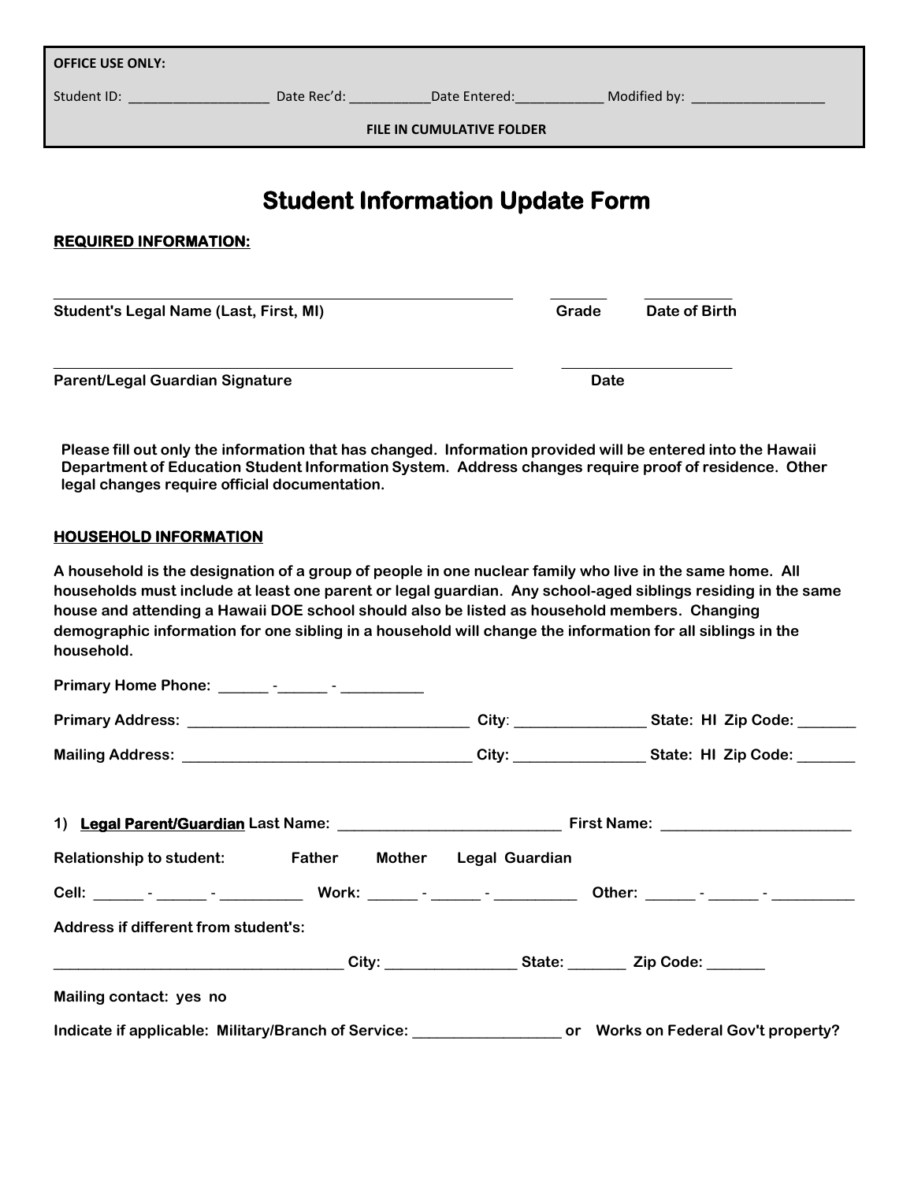**OFFICE USE ONLY:**

Student ID: ____________________ Date Rec'd: ___________Date Entered:____________ Modified by: ___________________

**FILE IN CUMULATIVE FOLDER**

# Student Information Update Form

**REQUIRED INFORMATION:**

_____________________________________________________________ ________ ____________
**Student's Legal Name (Last, First, MI)** **Grade** **Date of Birth**

_____________________________________________________________ _______________________
**Parent/Legal Guardian Signature** **Date**

**Please fill out only the information that has changed. Information provided will be entered into the Hawaii Department of Education Student Information System. Address changes require proof of residence. Other legal changes require official documentation.**

**HOUSEHOLD INFORMATION**

**A household is the designation of a group of people in one nuclear family who live in the same home. All households must include at least one parent or legal guardian. Any school-aged siblings residing in the same house and attending a Hawaii DOE school should also be listed as household members. Changing demographic information for one sibling in a household will change the information for all siblings in the household.**

**Primary Home Phone:** ______ -______ - __________

**Primary Address:** ____________________________________ **City**: ________________ **State: HI Zip Code:** _______

**Mailing Address:** ____________________________________ **City:** ________________ **State: HI Zip Code:** _______

**1) Legal Parent/Guardian Last Name:** ____________________________ **First Name:** ________________________

**Relationship to student:** **Father** **Mother** **Legal Guardian**

**Cell:** ______ - ______ - __________ **Work:** ______ - ______ - __________ **Other:** ______ - ______ - __________

**Address if different from student's:**

____________________________________ **City:** ________________ **State:** _______ **Zip Code:** _______

**Mailing contact: yes no**

**Indicate if applicable: Military/Branch of Service:** ___________________ **or Works on Federal Gov't property?**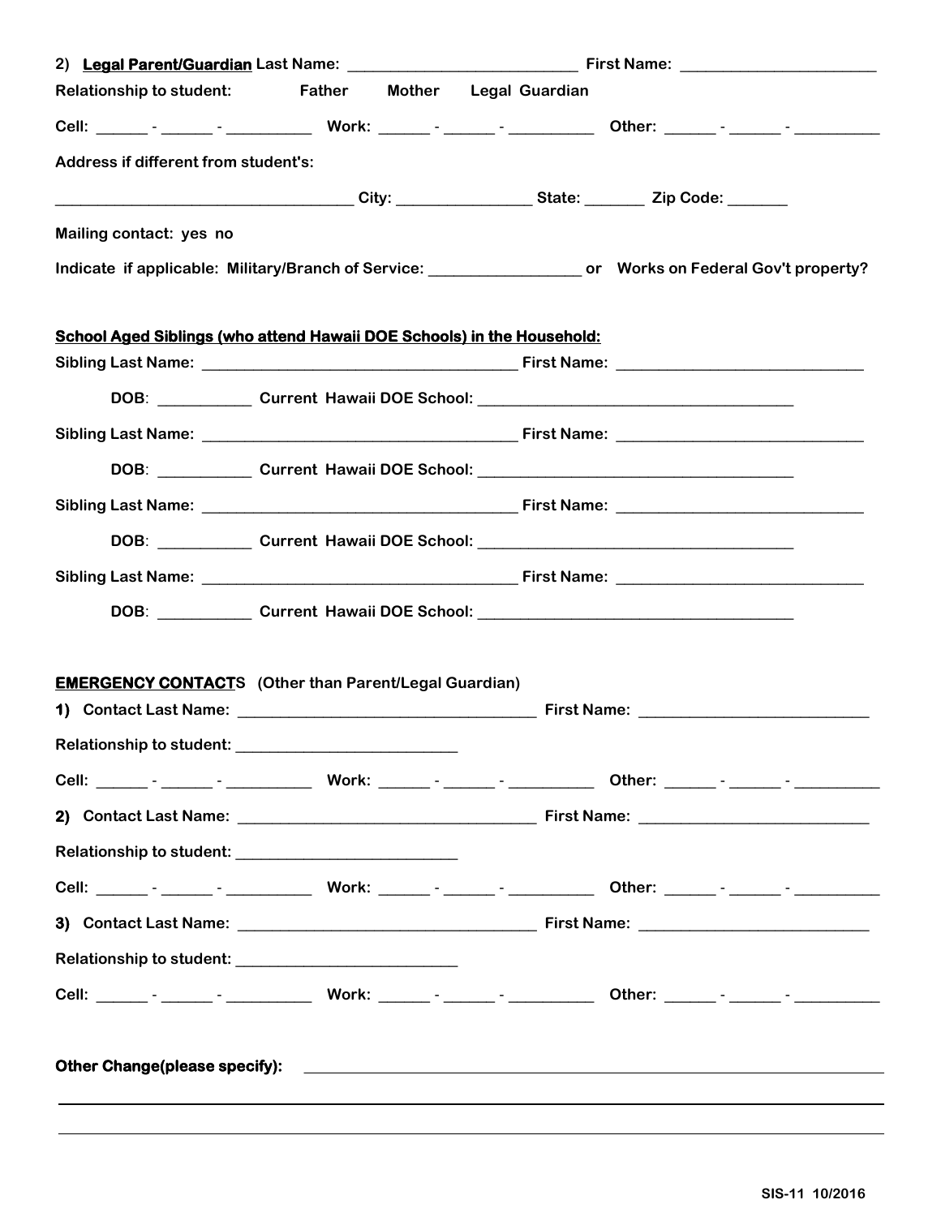2) **Legal Parent/Guardian** Last Name: ____________________________ First Name: ________________________

Relationship to student: Father Mother Legal Guardian

Cell: ______ - ______ - __________ Work: ______ - ______ - __________ Other: ______ - ______ - __________

Address if different from student's:

____________________________________ City: ________________ State: _______ Zip Code: _______

Mailing contact: yes no

Indicate if applicable: Military/Branch of Service: __________________ or Works on Federal Gov't property?

**School Aged Siblings (who attend Hawaii DOE Schools) in the Household:**

Sibling Last Name: ______________________________________ First Name: _____________________________

DOB: ___________ Current Hawaii DOE School: ______________________________________

Sibling Last Name: ______________________________________ First Name: _____________________________

DOB: ___________ Current Hawaii DOE School: ______________________________________

Sibling Last Name: ______________________________________ First Name: _____________________________

DOB: ___________ Current Hawaii DOE School: ______________________________________

Sibling Last Name: ______________________________________ First Name: _____________________________

DOB: ___________ Current Hawaii DOE School: ______________________________________

**EMERGENCY CONTACTS** (Other than Parent/Legal Guardian)

1) Contact Last Name: ____________________________________ First Name: ___________________________

Relationship to student: __________________________

Cell: ______ - ______ - __________ Work: ______ - ______ - __________ Other: ______ - ______ - __________

2) Contact Last Name: ____________________________________ First Name: ___________________________

Relationship to student: __________________________

Cell: ______ - ______ - __________ Work: ______ - ______ - __________ Other: ______ - ______ - __________

3) Contact Last Name: ____________________________________ First Name: ___________________________

Relationship to student: __________________________

Cell: ______ - ______ - __________ Work: ______ - ______ - __________ Other: ______ - ______ - __________

**Other Change(please specify):** ____________________________________________________________

SIS-11 10/2016